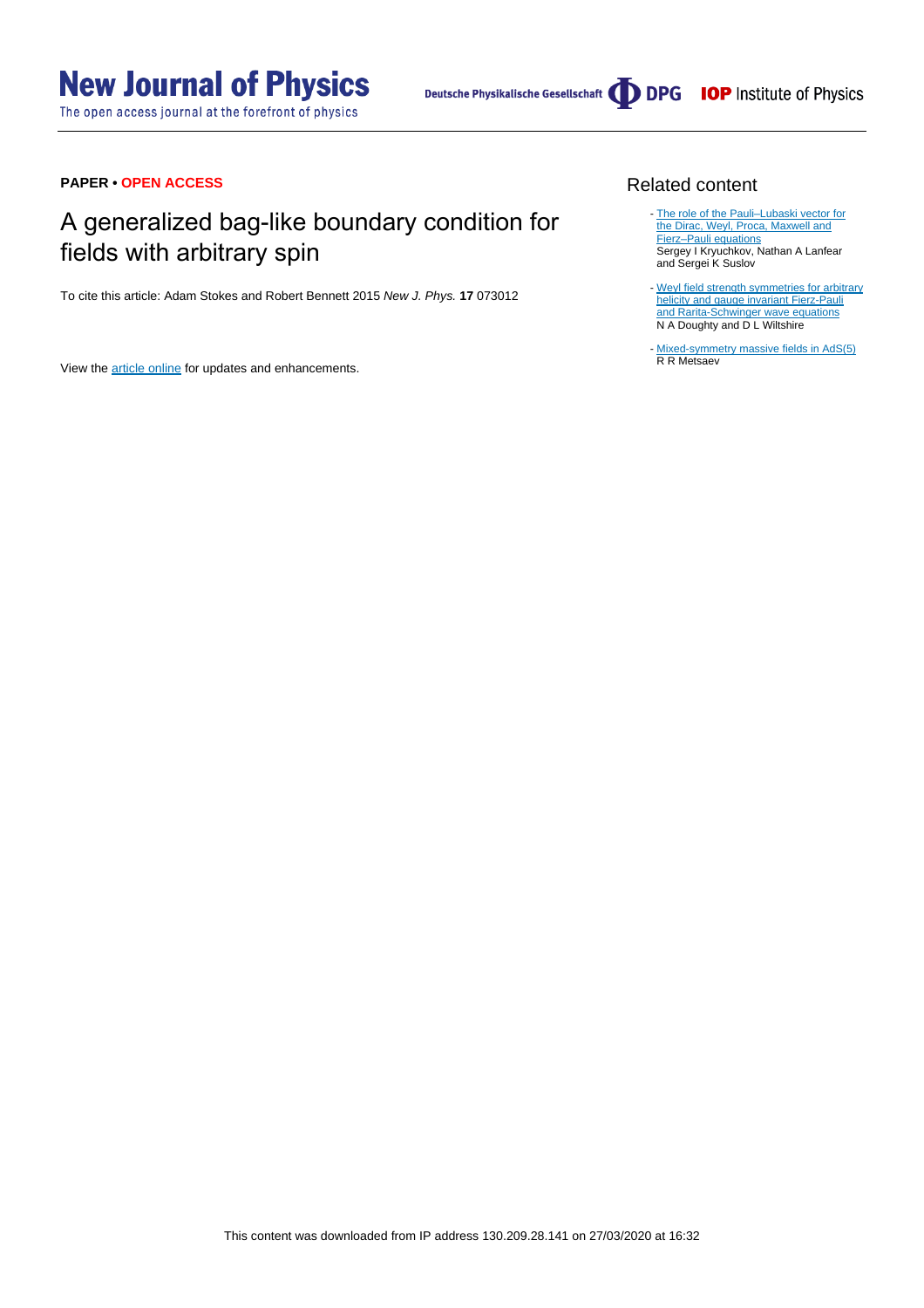**PAPER • OPEN ACCESS**

# A generalized bag-like boundary condition for fields with arbitrary spin

To cite this article: Adam Stokes and Robert Bennett 2015 *New J. Phys.* **17** 073012

View the article online for updates and enhancements.

## Related content

- The role of the Pauli–Lubaski vector for the Dirac, Weyl, Proca, Maxwell and Fierz–Pauli equations
  Sergey I Kryuchkov, Nathan A Lanfear and Sergei K Suslov

- Weyl field strength symmetries for arbitrary helicity and gauge invariant Fierz-Pauli and Rarita-Schwinger wave equations
  N A Doughty and D L Wiltshire

- Mixed-symmetry massive fields in AdS(5)
  R R Metsaev

This content was downloaded from IP address 130.209.28.141 on 27/03/2020 at 16:32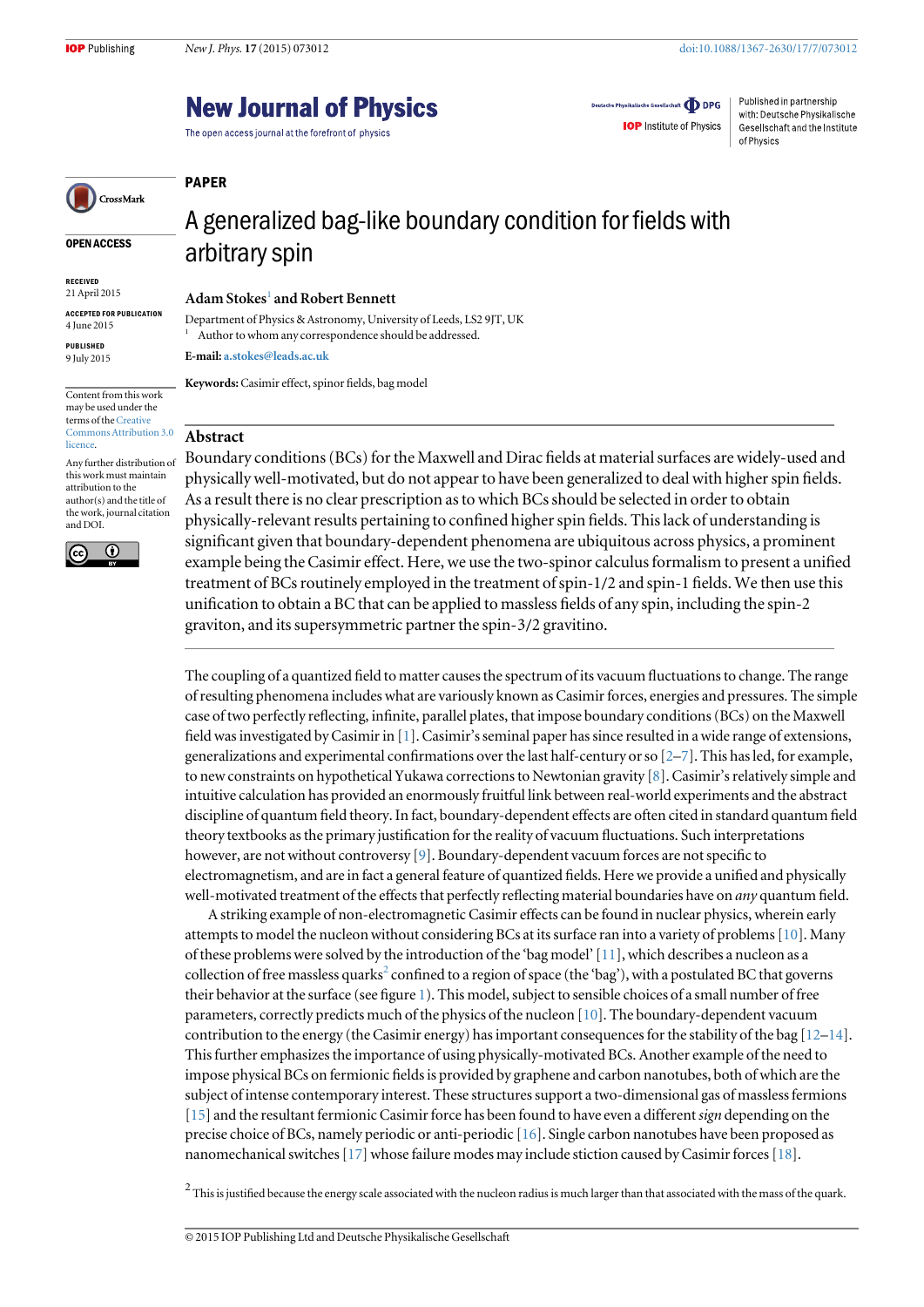PAPER

# A generalized bag-like boundary condition for fields with arbitrary spin

**Adam Stokes**[1] **and Robert Bennett**

Department of Physics & Astronomy, University of Leeds, LS2 9JT, UK

[1] Author to whom any correspondence should be addressed.

**E-mail:** a.stokes@leads.ac.uk

**Keywords:** Casimir effect, spinor fields, bag model

OPEN ACCESS

RECEIVED
21 April 2015

ACCEPTED FOR PUBLICATION
4 June 2015

PUBLISHED
9 July 2015

Content from this work may be used under the terms of the Creative Commons Attribution 3.0 licence.

Any further distribution of this work must maintain attribution to the author(s) and the title of the work, journal citation and DOI.

## Abstract

Boundary conditions (BCs) for the Maxwell and Dirac fields at material surfaces are widely-used and physically well-motivated, but do not appear to have been generalized to deal with higher spin fields. As a result there is no clear prescription as to which BCs should be selected in order to obtain physically-relevant results pertaining to confined higher spin fields. This lack of understanding is significant given that boundary-dependent phenomena are ubiquitous across physics, a prominent example being the Casimir effect. Here, we use the two-spinor calculus formalism to present a unified treatment of BCs routinely employed in the treatment of spin-1/2 and spin-1 fields. We then use this unification to obtain a BC that can be applied to massless fields of any spin, including the spin-2 graviton, and its supersymmetric partner the spin-3/2 gravitino.

The coupling of a quantized field to matter causes the spectrum of its vacuum fluctuations to change. The range of resulting phenomena includes what are variously known as Casimir forces, energies and pressures. The simple case of two perfectly reflecting, infinite, parallel plates, that impose boundary conditions (BCs) on the Maxwell field was investigated by Casimir in [1]. Casimir's seminal paper has since resulted in a wide range of extensions, generalizations and experimental confirmations over the last half-century or so [2–7]. This has led, for example, to new constraints on hypothetical Yukawa corrections to Newtonian gravity [8]. Casimir's relatively simple and intuitive calculation has provided an enormously fruitful link between real-world experiments and the abstract discipline of quantum field theory. In fact, boundary-dependent effects are often cited in standard quantum field theory textbooks as the primary justification for the reality of vacuum fluctuations. Such interpretations however, are not without controversy [9]. Boundary-dependent vacuum forces are not specific to electromagnetism, and are in fact a general feature of quantized fields. Here we provide a unified and physically well-motivated treatment of the effects that perfectly reflecting material boundaries have on *any* quantum field.

A striking example of non-electromagnetic Casimir effects can be found in nuclear physics, wherein early attempts to model the nucleon without considering BCs at its surface ran into a variety of problems [10]. Many of these problems were solved by the introduction of the 'bag model' [11], which describes a nucleon as a collection of free massless quarks[2] confined to a region of space (the 'bag'), with a postulated BC that governs their behavior at the surface (see figure 1). This model, subject to sensible choices of a small number of free parameters, correctly predicts much of the physics of the nucleon [10]. The boundary-dependent vacuum contribution to the energy (the Casimir energy) has important consequences for the stability of the bag [12–14]. This further emphasizes the importance of using physically-motivated BCs. Another example of the need to impose physical BCs on fermionic fields is provided by graphene and carbon nanotubes, both of which are the subject of intense contemporary interest. These structures support a two-dimensional gas of massless fermions [15] and the resultant fermionic Casimir force has been found to have even a different *sign* depending on the precise choice of BCs, namely periodic or anti-periodic [16]. Single carbon nanotubes have been proposed as nanomechanical switches [17] whose failure modes may include stiction caused by Casimir forces [18].

[2] This is justified because the energy scale associated with the nucleon radius is much larger than that associated with the mass of the quark.

© 2015 IOP Publishing Ltd and Deutsche Physikalische Gesellschaft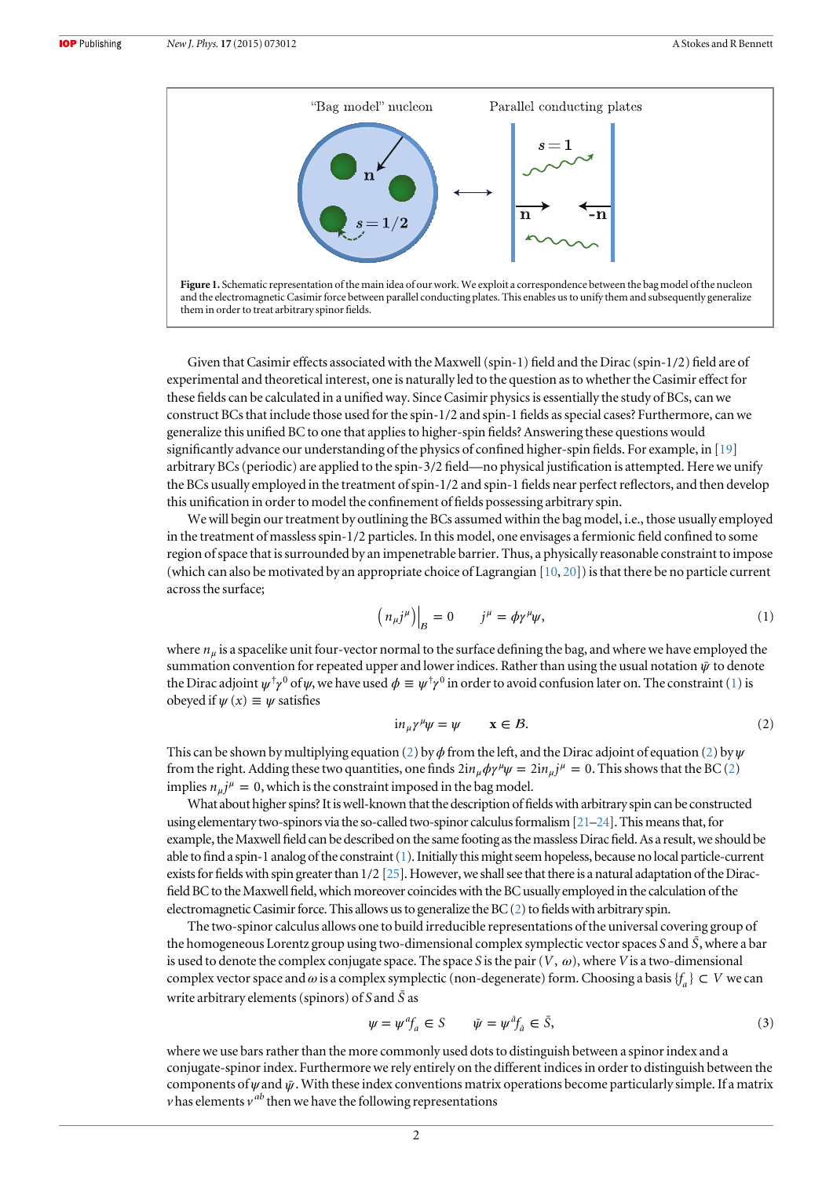**Figure 1.** Schematic representation of the main idea of our work. We exploit a correspondence between the bag model of the nucleon and the electromagnetic Casimir force between parallel conducting plates. This enables us to unify them and subsequently generalize them in order to treat arbitrary spinor fields.

Given that Casimir effects associated with the Maxwell (spin-1) field and the Dirac (spin-1/2) field are of experimental and theoretical interest, one is naturally led to the question as to whether the Casimir effect for these fields can be calculated in a unified way. Since Casimir physics is essentially the study of BCs, can we construct BCs that include those used for the spin-1/2 and spin-1 fields as special cases? Furthermore, can we generalize this unified BC to one that applies to higher-spin fields? Answering these questions would significantly advance our understanding of the physics of confined higher-spin fields. For example, in [19] arbitrary BCs (periodic) are applied to the spin-3/2 field—no physical justification is attempted. Here we unify the BCs usually employed in the treatment of spin-1/2 and spin-1 fields near perfect reflectors, and then develop this unification in order to model the confinement of fields possessing arbitrary spin.

We will begin our treatment by outlining the BCs assumed within the bag model, i.e., those usually employed in the treatment of massless spin-1/2 particles. In this model, one envisages a fermionic field confined to some region of space that is surrounded by an impenetrable barrier. Thus, a physically reasonable constraint to impose (which can also be motivated by an appropriate choice of Lagrangian [10, 20]) is that there be no particle current across the surface;

$$\left(n_\mu j^\mu\right)\Big|_{\mathcal{B}} = 0 \qquad j^\mu = \phi\gamma^\mu\psi, \tag{1}$$

where $n_\mu$ is a spacelike unit four-vector normal to the surface defining the bag, and where we have employed the summation convention for repeated upper and lower indices. Rather than using the usual notation $\bar{\psi}$ to denote the Dirac adjoint $\psi^\dagger\gamma^0$ of $\psi$, we have used $\phi \equiv \psi^\dagger\gamma^0$ in order to avoid confusion later on. The constraint (1) is obeyed if $\psi(x) \equiv \psi$ satisfies

$$in_\mu\gamma^\mu\psi = \psi \qquad \mathbf{x} \in \mathcal{B}. \tag{2}$$

This can be shown by multiplying equation (2) by $\phi$ from the left, and the Dirac adjoint of equation (2) by $\psi$ from the right. Adding these two quantities, one finds $2in_\mu\phi\gamma^\mu\psi = 2in_\mu j^\mu = 0$. This shows that the BC (2) implies $n_\mu j^\mu = 0$, which is the constraint imposed in the bag model.

What about higher spins? It is well-known that the description of fields with arbitrary spin can be constructed using elementary two-spinors via the so-called two-spinor calculus formalism [21–24]. This means that, for example, the Maxwell field can be described on the same footing as the massless Dirac field. As a result, we should be able to find a spin-1 analog of the constraint (1). Initially this might seem hopeless, because no local particle-current exists for fields with spin greater than 1/2 [25]. However, we shall see that there is a natural adaptation of the Dirac-field BC to the Maxwell field, which moreover coincides with the BC usually employed in the calculation of the electromagnetic Casimir force. This allows us to generalize the BC (2) to fields with arbitrary spin.

The two-spinor calculus allows one to build irreducible representations of the universal covering group of the homogeneous Lorentz group using two-dimensional complex symplectic vector spaces $S$ and $\bar{S}$, where a bar is used to denote the complex conjugate space. The space $S$ is the pair $(V, \omega)$, where $V$ is a two-dimensional complex vector space and $\omega$ is a complex symplectic (non-degenerate) form. Choosing a basis $\{f_a\} \subset V$ we can write arbitrary elements (spinors) of $S$ and $\bar{S}$ as

$$\psi = \psi^a f_a \in S \qquad \bar{\psi} = \psi^{\bar{a}} f_{\bar{a}} \in \bar{S}, \tag{3}$$

where we use bars rather than the more commonly used dots to distinguish between a spinor index and a conjugate-spinor index. Furthermore we rely entirely on the different indices in order to distinguish between the components of $\psi$ and $\bar{\psi}$. With these index conventions matrix operations become particularly simple. If a matrix $v$ has elements $v^{ab}$ then we have the following representations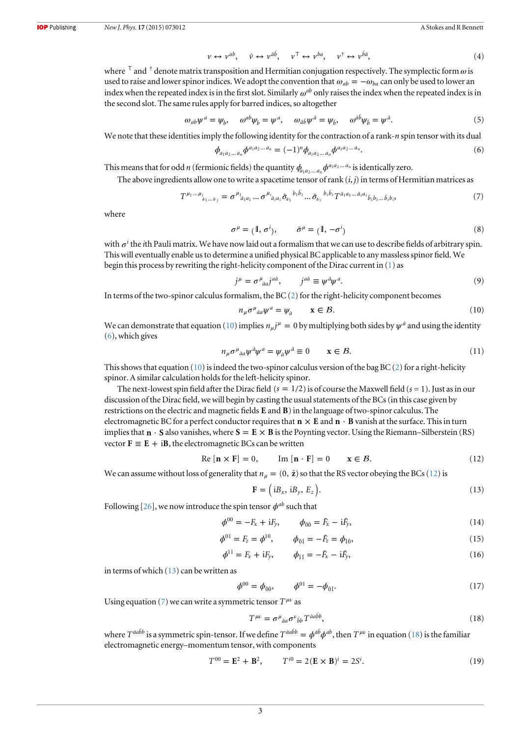$$v \leftrightarrow v^{ab}, \quad \bar{v} \leftrightarrow v^{\bar{a}\bar{b}}, \quad v^\top \leftrightarrow v^{ba}, \quad v^\dagger \leftrightarrow v^{\bar{b}\bar{a}}, \tag{4}$$

where $^\top$ and $^\dagger$ denote matrix transposition and Hermitian conjugation respectively. The symplectic form $\omega$ is used to raise and lower spinor indices. We adopt the convention that $\omega_{ab} = -\omega_{ba}$ can only be used to lower an index when the repeated index is in the first slot. Similarly $\omega^{ab}$ only raises the index when the repeated index is in the second slot. The same rules apply for barred indices, so altogether

$$\omega_{ab}\psi^a = \psi_b, \quad \omega^{ab}\psi_b = \psi^a, \quad \omega_{\bar{a}\bar{b}}\psi^{\bar{a}} = \psi_{\bar{b}}, \quad \omega^{\bar{a}\bar{b}}\psi_{\bar{b}} = \psi^{\bar{a}}. \tag{5}$$

We note that these identities imply the following identity for the contraction of a rank-$n$ spin tensor with its dual

$$\phi_{a_1 a_2 \ldots a_n}\phi^{a_1 a_2 \ldots a_n} = (-1)^n \phi_{a_1 a_2 \ldots a_n}\phi^{a_1 a_2 \ldots a_n}. \tag{6}$$

This means that for odd $n$ (fermionic fields) the quantity $\phi_{a_1 a_2 \ldots a_n}\phi^{a_1 a_2 \ldots a_n}$ is identically zero.

The above ingredients allow one to write a spacetime tensor of rank $(i, j)$ in terms of Hermitian matrices as

$$T^{\mu_1 \ldots \mu_i}{}_{\nu_1 \ldots \nu_j} = \sigma^{\mu_1}{}_{\bar{a}_1 a_1} \ldots \sigma^{\mu_i}{}_{\bar{a}_i a_i} \tilde{\sigma}_{\nu_1}{}^{b_1 \bar{b}_1} \ldots \tilde{\sigma}_{\nu_i}{}^{b_i \bar{b}_i} T^{\bar{a}_1 a_1 \ldots \bar{a}_i a_i}{}_{\bar{b}_1 b_1 \ldots \bar{b}_i b_i}, \tag{7}$$

where

$$\sigma^\mu = (\mathbb{1}, \sigma^i), \qquad \tilde{\sigma}^\mu = (\mathbb{1}, -\sigma^i) \tag{8}$$

with $\sigma^i$ the $i$th Pauli matrix. We have now laid out a formalism that we can use to describe fields of arbitrary spin. This will eventually enable us to determine a unified physical BC applicable to any massless spinor field. We begin this process by rewriting the right-helicity component of the Dirac current in (1) as

$$j^\mu = \sigma^\mu{}_{\bar{a}a} j^{a\bar{a}}, \qquad j^{a\bar{a}} \equiv \psi^{\bar{a}}\psi^a. \tag{9}$$

In terms of the two-spinor calculus formalism, the BC (2) for the right-helicity component becomes

$$n_\mu \sigma^\mu{}_{\bar{a}a}\psi^a = \psi_{\bar{a}} \qquad \mathbf{x} \in \mathcal{B}. \tag{10}$$

We can demonstrate that equation (10) implies $n_\mu j^\mu = 0$ by multiplying both sides by $\psi^{\bar{a}}$ and using the identity (6), which gives

$$n_\mu \sigma^\mu{}_{\bar{a}a}\psi^{\bar{a}}\psi^a = \psi_{\bar{a}}\psi^{\bar{a}} \equiv 0 \qquad \mathbf{x} \in \mathcal{B}. \tag{11}$$

This shows that equation (10) is indeed the two-spinor calculus version of the bag BC (2) for a right-helicity spinor. A similar calculation holds for the left-helicity spinor.

The next-lowest spin field after the Dirac field ($s = 1/2$) is of course the Maxwell field ($s = 1$). Just as in our discussion of the Dirac field, we will begin by casting the usual statements of the BCs (in this case given by restrictions on the electric and magnetic fields $\mathbf{E}$ and $\mathbf{B}$) in the language of two-spinor calculus. The electromagnetic BC for a perfect conductor requires that $\mathbf{n} \times \mathbf{E}$ and $\mathbf{n} \cdot \mathbf{B}$ vanish at the surface. This in turn implies that $\mathbf{n} \cdot \mathbf{S}$ also vanishes, where $\mathbf{S} = \mathbf{E} \times \mathbf{B}$ is the Poynting vector. Using the Riemann–Silberstein (RS) vector $\mathbf{F} \equiv \mathbf{E} + \mathrm{i}\mathbf{B}$, the electromagnetic BCs can be written

$$\mathrm{Re}\,[\mathbf{n} \times \mathbf{F}] = 0, \qquad \mathrm{Im}\,[\mathbf{n} \cdot \mathbf{F}] = 0 \qquad \mathbf{x} \in \mathcal{B}. \tag{12}$$

We can assume without loss of generality that $n_\mu = (0, \hat{\mathbf{z}})$ so that the RS vector obeying the BCs (12) is

$$\mathbf{F} = \left(\mathrm{i}B_x, \mathrm{i}B_y, E_z\right). \tag{13}$$

Following [26], we now introduce the spin tensor $\phi^{ab}$ such that

$$\phi^{00} = -F_x + \mathrm{i}F_y, \qquad \phi_{\bar{0}\bar{0}} = \bar{F}_x - \mathrm{i}\bar{F}_y, \tag{14}$$

$$\phi^{01} = F_z = \phi^{10}, \qquad \phi_{\bar{0}\bar{1}} = -\bar{F}_z = \phi_{\bar{1}\bar{0}}, \tag{15}$$

$$\phi^{11} = F_x + \mathrm{i}F_y, \qquad \phi_{\bar{1}\bar{1}} = -\bar{F}_x - \mathrm{i}\bar{F}_y, \tag{16}$$

in terms of which (13) can be written as

$$\phi^{00} = \phi_{\bar{0}\bar{0}}, \qquad \phi^{01} = -\phi_{\bar{0}\bar{1}}. \tag{17}$$

Using equation (7) we can write a symmetric tensor $T^{\mu\nu}$ as

$$T^{\mu\nu} = \sigma^\mu{}_{\bar{a}a}\sigma^\nu{}_{\bar{b}b} T^{\bar{a}a\bar{b}b}, \tag{18}$$

where $T^{\bar{a}a\bar{b}b}$ is a symmetric spin-tensor. If we define $T^{\bar{a}a\bar{b}b} = \phi^{\bar{a}\bar{b}}\phi^{ab}$, then $T^{\mu\nu}$ in equation (18) is the familiar electromagnetic energy–momentum tensor, with components

$$T^{00} = \mathbf{E}^2 + \mathbf{B}^2, \qquad T^{i0} = 2(\mathbf{E} \times \mathbf{B})^i = 2S^i. \tag{19}$$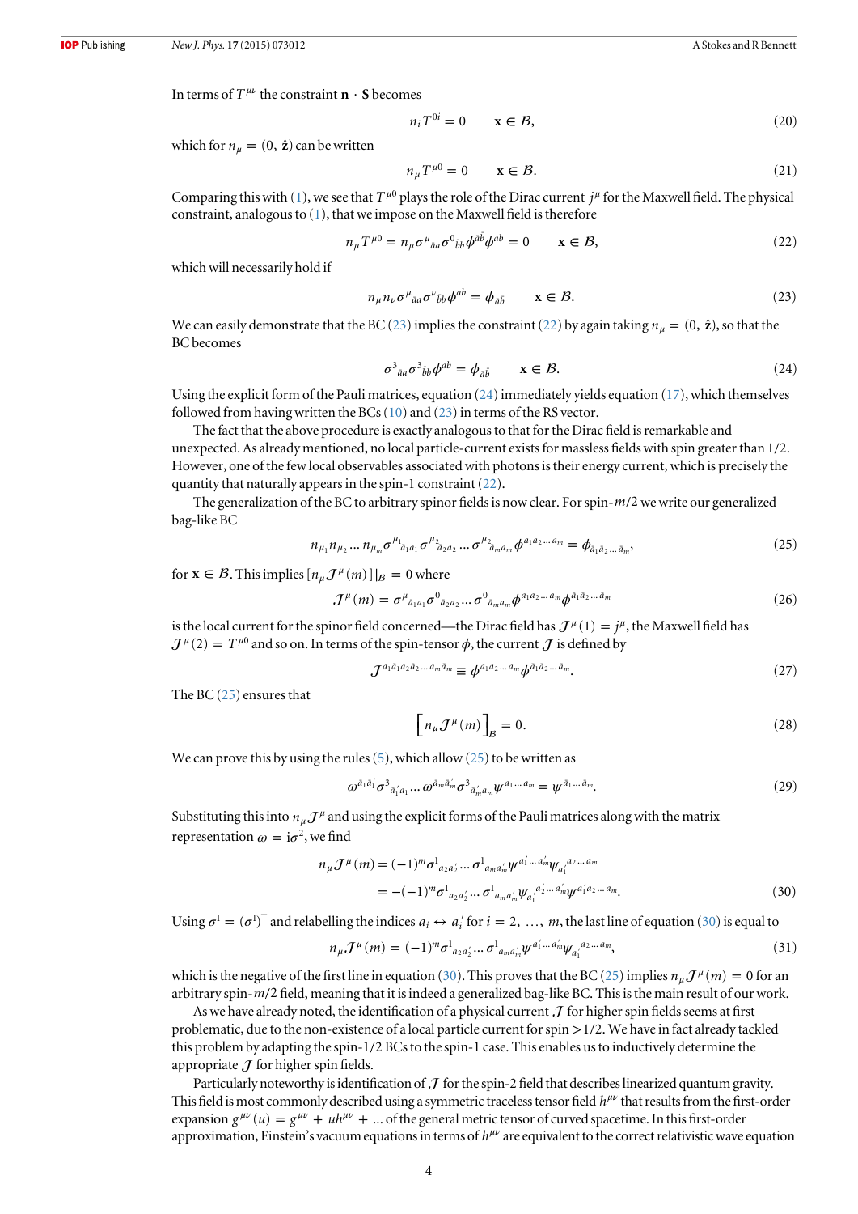In terms of $T^{\mu\nu}$ the constraint $\mathbf{n} \cdot \mathbf{S}$ becomes

$$n_i T^{0i} = 0 \qquad \mathbf{x} \in \mathcal{B}, \tag{20}$$

which for $n_\mu = (0, \hat{\mathbf{z}})$ can be written

$$n_\mu T^{\mu 0} = 0 \qquad \mathbf{x} \in \mathcal{B}. \tag{21}$$

Comparing this with (1), we see that $T^{\mu 0}$ plays the role of the Dirac current $j^\mu$ for the Maxwell field. The physical constraint, analogous to (1), that we impose on the Maxwell field is therefore

$$n_\mu T^{\mu 0} = n_\mu \sigma^\mu{}_{\bar{a}a} \sigma^0{}_{\bar{b}b} \phi^{\bar{a}\bar{b}} \phi^{ab} = 0 \qquad \mathbf{x} \in \mathcal{B}, \tag{22}$$

which will necessarily hold if

$$n_\mu n_\nu \sigma^\mu{}_{\bar{a}a} \sigma^\nu{}_{\bar{b}b} \phi^{ab} = \phi_{\bar{a}\bar{b}} \qquad \mathbf{x} \in \mathcal{B}. \tag{23}$$

We can easily demonstrate that the BC (23) implies the constraint (22) by again taking $n_\mu = (0, \hat{\mathbf{z}})$, so that the BC becomes

$$\sigma^3{}_{\bar{a}a} \sigma^3{}_{\bar{b}b} \phi^{ab} = \phi_{\bar{a}\bar{b}} \qquad \mathbf{x} \in \mathcal{B}. \tag{24}$$

Using the explicit form of the Pauli matrices, equation (24) immediately yields equation (17), which themselves followed from having written the BCs (10) and (23) in terms of the RS vector.

The fact that the above procedure is exactly analogous to that for the Dirac field is remarkable and unexpected. As already mentioned, no local particle-current exists for massless fields with spin greater than 1/2. However, one of the few local observables associated with photons is their energy current, which is precisely the quantity that naturally appears in the spin-1 constraint (22).

The generalization of the BC to arbitrary spinor fields is now clear. For spin-$m/2$ we write our generalized bag-like BC

$$n_{\mu_1} n_{\mu_2} \dots n_{\mu_m} \sigma^{\mu_1}{}_{\bar{a}_1 a_1} \sigma^{\mu_2}{}_{\bar{a}_2 a_2} \dots \sigma^{\mu_2}{}_{\bar{a}_m a_m} \phi^{a_1 a_2 \dots a_m} = \phi_{\bar{a}_1 \bar{a}_2 \dots \bar{a}_m}, \tag{25}$$

for $\mathbf{x} \in \mathcal{B}$. This implies $[n_\mu \mathcal{J}^\mu(m)]|_{\mathcal{B}} = 0$ where

$$\mathcal{J}^\mu(m) = \sigma^\mu{}_{\bar{a}_1 a_1} \sigma^0{}_{\bar{a}_2 a_2} \dots \sigma^0{}_{\bar{a}_m a_m} \phi^{a_1 a_2 \dots a_m} \phi^{\bar{a}_1 \bar{a}_2 \dots \bar{a}_m} \tag{26}$$

is the local current for the spinor field concerned—the Dirac field has $\mathcal{J}^\mu(1) = j^\mu$, the Maxwell field has $\mathcal{J}^\mu(2) = T^{\mu 0}$ and so on. In terms of the spin-tensor $\phi$, the current $\mathcal{J}$ is defined by

$$\mathcal{J}^{a_1 \bar{a}_1 a_2 \bar{a}_2 \dots a_m \bar{a}_m} \equiv \phi^{a_1 a_2 \dots a_m} \phi^{\bar{a}_1 \bar{a}_2 \dots \bar{a}_m}. \tag{27}$$

The BC (25) ensures that

$$\left[ n_\mu \mathcal{J}^\mu(m) \right]_{\mathcal{B}} = 0. \tag{28}$$

We can prove this by using the rules (5), which allow (25) to be written as

$$\omega^{\bar{a}_1 \bar{a}_1'} \sigma^3{}_{\bar{a}_1' a_1} \dots \omega^{\bar{a}_m \bar{a}_m'} \sigma^3{}_{\bar{a}_m' a_m} \psi^{a_1 \dots a_m} = \psi^{\bar{a}_1 \dots \bar{a}_m}. \tag{29}$$

Substituting this into $n_\mu \mathcal{J}^\mu$ and using the explicit forms of the Pauli matrices along with the matrix representation $\omega = \mathrm{i}\sigma^2$, we find

$$\begin{aligned} n_\mu \mathcal{J}^\mu(m) &= (-1)^m \sigma^1{}_{a_2 a_2'} \dots \sigma^1{}_{a_m a_m'} \psi^{a_1' \dots a_m'} \psi_{a_1'}{}^{a_2 \dots a_m} \\ &= -(-1)^m \sigma^1{}_{a_2 a_2'} \dots \sigma^1{}_{a_m a_m'} \psi_{a_1'}{}^{a_2' \dots a_m'} \psi^{a_1' a_2 \dots a_m}. \end{aligned} \tag{30}$$

Using $\sigma^1 = (\sigma^1)^\top$ and relabelling the indices $a_i \leftrightarrow a_i'$ for $i = 2, \dots, m$, the last line of equation (30) is equal to

$$n_\mu \mathcal{J}^\mu(m) = (-1)^m \sigma^1{}_{a_2 a_2'} \dots \sigma^1{}_{a_m a_m'} \psi^{a_1' \dots a_m'} \psi_{a_1'}{}^{a_2 \dots a_m}, \tag{31}$$

which is the negative of the first line in equation (30). This proves that the BC (25) implies $n_\mu \mathcal{J}^\mu(m) = 0$ for an arbitrary spin-$m/2$ field, meaning that it is indeed a generalized bag-like BC. This is the main result of our work.

As we have already noted, the identification of a physical current $\mathcal{J}$ for higher spin fields seems at first problematic, due to the non-existence of a local particle current for spin >1/2. We have in fact already tackled this problem by adapting the spin-1/2 BCs to the spin-1 case. This enables us to inductively determine the appropriate $\mathcal{J}$ for higher spin fields.

Particularly noteworthy is identification of $\mathcal{J}$ for the spin-2 field that describes linearized quantum gravity. This field is most commonly described using a symmetric traceless tensor field $h^{\mu\nu}$ that results from the first-order expansion $g^{\mu\nu}(u) = g^{\mu\nu} + uh^{\mu\nu} + \dots$ of the general metric tensor of curved spacetime. In this first-order approximation, Einstein's vacuum equations in terms of $h^{\mu\nu}$ are equivalent to the correct relativistic wave equation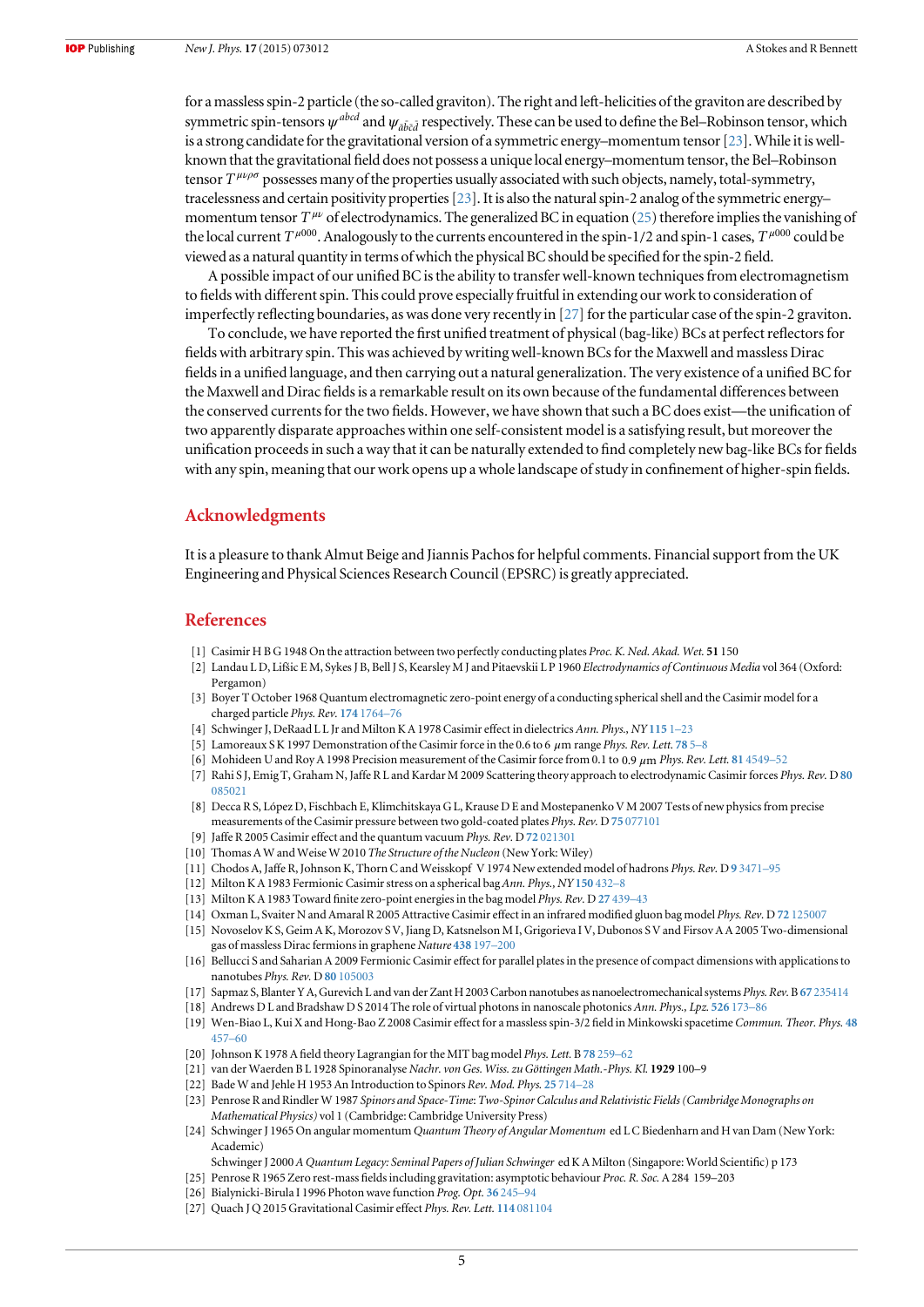for a massless spin-2 particle (the so-called graviton). The right and left-helicities of the graviton are described by symmetric spin-tensors $\psi^{abcd}$ and $\psi_{\tilde{a}\tilde{b}\tilde{c}\tilde{d}}$ respectively. These can be used to define the Bel–Robinson tensor, which is a strong candidate for the gravitational version of a symmetric energy–momentum tensor [23]. While it is well-known that the gravitational field does not possess a unique local energy–momentum tensor, the Bel–Robinson tensor $T^{\mu\nu\rho\sigma}$ possesses many of the properties usually associated with such objects, namely, total-symmetry, tracelessness and certain positivity properties [23]. It is also the natural spin-2 analog of the symmetric energy–momentum tensor $T^{\mu\nu}$ of electrodynamics. The generalized BC in equation (25) therefore implies the vanishing of the local current $T^{\mu000}$. Analogously to the currents encountered in the spin-1/2 and spin-1 cases, $T^{\mu000}$ could be viewed as a natural quantity in terms of which the physical BC should be specified for the spin-2 field.

A possible impact of our unified BC is the ability to transfer well-known techniques from electromagnetism to fields with different spin. This could prove especially fruitful in extending our work to consideration of imperfectly reflecting boundaries, as was done very recently in [27] for the particular case of the spin-2 graviton.

To conclude, we have reported the first unified treatment of physical (bag-like) BCs at perfect reflectors for fields with arbitrary spin. This was achieved by writing well-known BCs for the Maxwell and massless Dirac fields in a unified language, and then carrying out a natural generalization. The very existence of a unified BC for the Maxwell and Dirac fields is a remarkable result on its own because of the fundamental differences between the conserved currents for the two fields. However, we have shown that such a BC does exist—the unification of two apparently disparate approaches within one self-consistent model is a satisfying result, but moreover the unification proceeds in such a way that it can be naturally extended to find completely new bag-like BCs for fields with any spin, meaning that our work opens up a whole landscape of study in confinement of higher-spin fields.

## Acknowledgments

It is a pleasure to thank Almut Beige and Jiannis Pachos for helpful comments. Financial support from the UK Engineering and Physical Sciences Research Council (EPSRC) is greatly appreciated.

## References

[1] Casimir H B G 1948 On the attraction between two perfectly conducting plates *Proc. K. Ned. Akad. Wet.* **51** 150

[2] Landau L D, Lifšic E M, Sykes J B, Bell J S, Kearsley M J and Pitaevskii L P 1960 *Electrodynamics of Continuous Media* vol 364 (Oxford: Pergamon)

[3] Boyer T October 1968 Quantum electromagnetic zero-point energy of a conducting spherical shell and the Casimir model for a charged particle *Phys. Rev.* **174** 1764–76

[4] Schwinger J, DeRaad L L Jr and Milton K A 1978 Casimir effect in dielectrics *Ann. Phys., NY* **115** 1–23

[5] Lamoreaux S K 1997 Demonstration of the Casimir force in the 0.6 to 6 μm range *Phys. Rev. Lett.* **78** 5–8

[6] Mohideen U and Roy A 1998 Precision measurement of the Casimir force from 0.1 to 0.9 μm *Phys. Rev. Lett.* **81** 4549–52

[7] Rahi S J, Emig T, Graham N, Jaffe R L and Kardar M 2009 Scattering theory approach to electrodynamic Casimir forces *Phys. Rev.* D **80** 085021

[8] Decca R S, López D, Fischbach E, Klimchitskaya G L, Krause D E and Mostepanenko V M 2007 Tests of new physics from precise measurements of the Casimir pressure between two gold-coated plates *Phys. Rev.* D **75** 077101

[9] Jaffe R 2005 Casimir effect and the quantum vacuum *Phys. Rev.* D **72** 021301

[10] Thomas A W and Weise W 2010 *The Structure of the Nucleon* (New York: Wiley)

[11] Chodos A, Jaffe R, Johnson K, Thorn C and Weisskopf V 1974 New extended model of hadrons *Phys. Rev.* D **9** 3471–95

[12] Milton K A 1983 Fermionic Casimir stress on a spherical bag *Ann. Phys., NY* **150** 432–8

[13] Milton K A 1983 Toward finite zero-point energies in the bag model *Phys. Rev.* D **27** 439–43

[14] Oxman L, Svaiter N and Amaral R 2005 Attractive Casimir effect in an infrared modified gluon bag model *Phys. Rev.* D **72** 125007

[15] Novoselov K S, Geim A K, Morozov S V, Jiang D, Katsnelson M I, Grigorieva I V, Dubonos S V and Firsov A A 2005 Two-dimensional gas of massless Dirac fermions in graphene *Nature* **438** 197–200

[16] Bellucci S and Saharian A 2009 Fermionic Casimir effect for parallel plates in the presence of compact dimensions with applications to nanotubes *Phys. Rev.* D **80** 105003

[17] Sapmaz S, Blanter Y A, Gurevich L and van der Zant H 2003 Carbon nanotubes as nanoelectromechanical systems *Phys. Rev.* B **67** 235414

[18] Andrews D L and Bradshaw D S 2014 The role of virtual photons in nanoscale photonics *Ann. Phys., Lpz.* **526** 173–86

[19] Wen-Biao L, Kui X and Hong-Bao Z 2008 Casimir effect for a massless spin-3/2 field in Minkowski spacetime *Commun. Theor. Phys.* **48** 457–60

[20] Johnson K 1978 A field theory Lagrangian for the MIT bag model *Phys. Lett.* B **78** 259–62

[21] van der Waerden B L 1928 Spinoranalyse *Nachr. von Ges. Wiss. zu Göttingen Math.-Phys. Kl.* **1929** 100–9

[22] Bade W and Jehle H 1953 An Introduction to Spinors *Rev. Mod. Phys.* **25** 714–28

[23] Penrose R and Rindler W 1987 *Spinors and Space-Time: Two-Spinor Calculus and Relativistic Fields (Cambridge Monographs on Mathematical Physics)* vol 1 (Cambridge: Cambridge University Press)

[24] Schwinger J 1965 On angular momentum *Quantum Theory of Angular Momentum* ed L C Biedenharn and H van Dam (New York: Academic)
Schwinger J 2000 *A Quantum Legacy: Seminal Papers of Julian Schwinger* ed K A Milton (Singapore: World Scientific) p 173

[25] Penrose R 1965 Zero rest-mass fields including gravitation: asymptotic behaviour *Proc. R. Soc.* A 284 159–203

[26] Bialynicki-Birula I 1996 Photon wave function *Prog. Opt.* **36** 245–94

[27] Quach J Q 2015 Gravitational Casimir effect *Phys. Rev. Lett.* **114** 081104